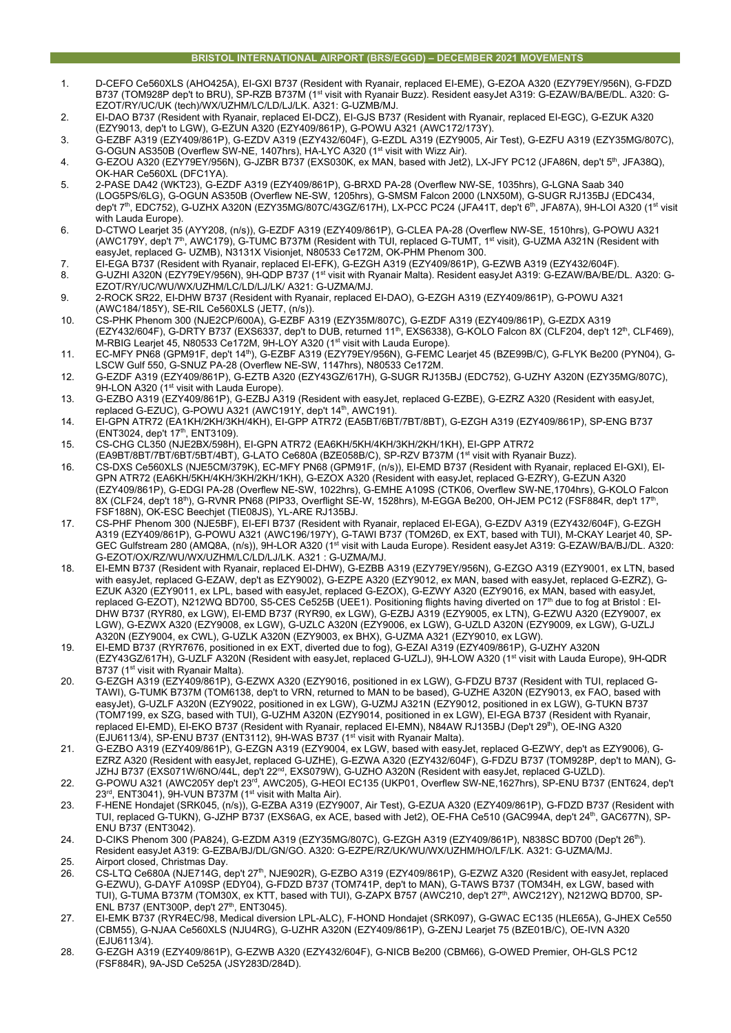## BRISTOL INTERNATIONAL AIRPORT (BRS/EGGD) – DECEMBER 2021 MOVEMENTS

1. D-CEFO Ce560XLS (AHO425A), EI-GXI B737 (Resident with Ryanair, replaced EI-EME), G-EZOA A320 (EZY79EY/956N), G-FDZD B737 (TOM928P dep't to BRU), SP-RZB B737M (1st visit with Ryanair Buzz). Resident easyJet A319: G-EZAW/BA/BE/DL. A320: G-EZOT/RY/UC/UK (tech)/WX/UZHM/LC/LD/LJ/LK. A321: G-UZMB/MJ.
2. EI-DAO B737 (Resident with Ryanair, replaced EI-DCZ), EI-GJS B737 (Resident with Ryanair, replaced EI-EGC), G-EZUK A320 (EZY9013, dep't to LGW), G-EZUN A320 (EZY409/861P), G-POWU A321 (AWC172/173Y).
3. G-EZBF A319 (EZY409/861P), G-EZDV A319 (EZY432/604F), G-EZDL A319 (EZY9005, Air Test), G-EZFU A319 (EZY35MG/807C), G-OGUN AS350B (Overflew SW-NE, 1407hrs), HA-LYC A320 (1st visit with Wizz Air).
4. G-EZOU A320 (EZY79EY/956N), G-JZBR B737 (EXS030K, ex MAN, based with Jet2), LX-JFY PC12 (JFA86N, dep't 5th, JFA38Q), OK-HAR Ce560XL (DFC1YA).
5. 2-PASE DA42 (WKT23), G-EZDF A319 (EZY409/861P), G-BRXD PA-28 (Overflew NW-SE, 1035hrs), G-LGNA Saab 340 (LOG5PS/6LG), G-OGUN AS350B (Overflew NE-SW, 1205hrs), G-SMSM Falcon 2000 (LNX50M), G-SUGR RJ135BJ (EDC434, dep't 7th, EDC752), G-UZHX A320N (EZY35MG/807C/43GZ/617H), LX-PCC PC24 (JFA41T, dep't 6th, JFA87A), 9H-LOI A320 (1st visit with Lauda Europe).
6. D-CTWO Learjet 35 (AYY208, (n/s)), G-EZDF A319 (EZY409/861P), G-CLEA PA-28 (Overflew NW-SE, 1510hrs), G-POWU A321 (AWC179Y, dep't 7th, AWC179), G-TUMC B737M (Resident with TUI, replaced G-TUMT, 1st visit), G-UZMA A321N (Resident with easyJet, replaced G- UZMB), N3131X Visionjet, N80533 Ce172M, OK-PHM Phenom 300.
7. EI-EGA B737 (Resident with Ryanair, replaced EI-EFK), G-EZGH A319 (EZY409/861P), G-EZWB A319 (EZY432/604F).
8. G-UZHI A320N (EZY79EY/956N), 9H-QDP B737 (1st visit with Ryanair Malta). Resident easyJet A319: G-EZAW/BA/BE/DL. A320: G-EZOT/RY/UC/WU/WX/UZHM/LC/LD/LJ/LK/ A321: G-UZMA/MJ.
9. 2-ROCK SR22, EI-DHW B737 (Resident with Ryanair, replaced EI-DAO), G-EZGH A319 (EZY409/861P), G-POWU A321 (AWC184/185Y), SE-RIL Ce560XLS (JET7, (n/s)).
10. CS-PHK Phenom 300 (NJE2CP/600A), G-EZBF A319 (EZY35M/807C), G-EZDF A319 (EZY409/861P), G-EZDX A319 (EZY432/604F), G-DRTY B737 (EXS6337, dep't to DUB, returned 11th, EXS6338), G-KOLO Falcon 8X (CLF204, dep't 12th, CLF469), M-RBIG Learjet 45, N80533 Ce172M, 9H-LOY A320 (1st visit with Lauda Europe).
11. EC-MFY PN68 (GPM91F, dep't 14th), G-EZBF A319 (EZY79EY/956N), G-FEMC Learjet 45 (BZE99B/C), G-FLYK Be200 (PYN04), G-LSCW Gulf 550, G-SNUZ PA-28 (Overflew NE-SW, 1147hrs), N80533 Ce172M.
12. G-EZDF A319 (EZY409/861P), G-EZTB A320 (EZY43GZ/617H), G-SUGR RJ135BJ (EDC752), G-UZHY A320N (EZY35MG/807C), 9H-LON A320 (1st visit with Lauda Europe).
13. G-EZBO A319 (EZY409/861P), G-EZBJ A319 (Resident with easyJet, replaced G-EZBE), G-EZRZ A320 (Resident with easyJet, replaced G-EZUC), G-POWU A321 (AWC191Y, dep't 14th, AWC191).
14. EI-GPN ATR72 (EA1KH/2KH/3KH/4KH), EI-GPP ATR72 (EA5BT/6BT/7BT/8BT), G-EZGH A319 (EZY409/861P), SP-ENG B737 (ENT3024, dep't 17th, ENT3109).
15. CS-CHG CL350 (NJE2BX/598H), EI-GPN ATR72 (EA6KH/5KH/4KH/3KH/2KH/1KH), EI-GPP ATR72 (EA9BT/8BT/7BT/6BT/5BT/4BT), G-LATO Ce680A (BZE058B/C), SP-RZV B737M (1st visit with Ryanair Buzz).
16. CS-DXS Ce560XLS (NJE5CM/379K), EC-MFY PN68 (GPM91F, (n/s)), EI-EMD B737 (Resident with Ryanair, replaced EI-GXI), EI-GPN ATR72 (EA6KH/5KH/4KH/3KH/2KH/1KH), G-EZOX A320 (Resident with easyJet, replaced G-EZRY), G-EZUN A320 (EZY409/861P), G-EDGI PA-28 (Overflew NE-SW, 1022hrs), G-EMHE A109S (CTK06, Overflew SW-NE,1704hrs), G-KOLO Falcon 8X (CLF24, dep't 18th), G-RVNR PN68 (PIP33, Overflight SE-W, 1528hrs), M-EGGA Be200, OH-JEM PC12 (FSF884R, dep't 17th, FSF188N), OK-ESC Beechjet (TIE08JS), YL-ARE RJ135BJ.
17. CS-PHF Phenom 300 (NJE5BF), EI-EFI B737 (Resident with Ryanair, replaced EI-EGA), G-EZDV A319 (EZY432/604F), G-EZGH A319 (EZY409/861P), G-POWU A321 (AWC196/197Y), G-TAWI B737 (TOM26D, ex EXT, based with TUI), M-CKAY Learjet 40, SP-GEC Gulfstream 280 (AMQ8A, (n/s)), 9H-LOR A320 (1st visit with Lauda Europe). Resident easyJet A319: G-EZAW/BA/BJ/DL. A320: G-EZOT/OX/RZ/WU/WX/UZHM/LC/LD/LJ/LK. A321 : G-UZMA/MJ.
18. EI-EMN B737 (Resident with Ryanair, replaced EI-DHW), G-EZBB A319 (EZY79EY/956N), G-EZGO A319 (EZY9001, ex LTN, based with easyJet, replaced G-EZAW, dep't as EZY9002), G-EZPE A320 (EZY9012, ex MAN, based with easyJet, replaced G-EZRZ), G-EZUK A320 (EZY9011, ex LPL, based with easyJet, replaced G-EZOX), G-EZWY A320 (EZY9016, ex MAN, based with easyJet, replaced G-EZOT), N212WQ BD700, S5-CES Ce525B (UEE1). Positioning flights having diverted on 17th due to fog at Bristol : EI-DHW B737 (RYR80, ex LGW), EI-EMD B737 (RYR90, ex LGW), G-EZBJ A319 (EZY9005, ex LTN), G-EZWU A320 (EZY9007, ex LGW), G-EZWX A320 (EZY9008, ex LGW), G-UZLC A320N (EZY9006, ex LGW), G-UZLD A320N (EZY9009, ex LGW), G-UZLJ A320N (EZY9004, ex CWL), G-UZLK A320N (EZY9003, ex BHX), G-UZMA A321 (EZY9010, ex LGW).
19. EI-EMD B737 (RYR7676, positioned in ex EXT, diverted due to fog), G-EZAI A319 (EZY409/861P), G-UZHY A320N (EZY43GZ/617H), G-UZLF A320N (Resident with easyJet, replaced G-UZLJ), 9H-LOW A320 (1st visit with Lauda Europe), 9H-QDR B737 (1st visit with Ryanair Malta).
20. G-EZGH A319 (EZY409/861P), G-EZWX A320 (EZY9016, positioned in ex LGW), G-FDZU B737 (Resident with TUI, replaced G-TAWI), G-TUMK B737M (TOM6138, dep't to VRN, returned to MAN to be based), G-UZHE A320N (EZY9013, ex FAO, based with easyJet), G-UZLF A320N (EZY9022, positioned in ex LGW), G-UZMJ A321N (EZY9012, positioned in ex LGW), G-TUKN B737 (TOM7199, ex SZG, based with TUI), G-UZHM A320N (EZY9014, positioned in ex LGW), EI-EGA B737 (Resident with Ryanair, replaced EI-EMD), EI-EKO B737 (Resident with Ryanair, replaced EI-EMN), N84AW RJ135BJ (Dep't 29th), OE-ING A320 (EJU6113/4), SP-ENU B737 (ENT3112), 9H-WAS B737 (1st visit with Ryanair Malta).
21. G-EZBO A319 (EZY409/861P), G-EZGN A319 (EZY9004, ex LGW, based with easyJet, replaced G-EZWY, dep't as EZY9006), G-EZRZ A320 (Resident with easyJet, replaced G-UZHE), G-EZWA A320 (EZY432/604F), G-FDZU B737 (TOM928P, dep't to MAN), G-JZHJ B737 (EXS071W/6NO/44L, dep't 22nd, EXS079W), G-UZHO A320N (Resident with easyJet, replaced G-UZLD).
22. G-POWU A321 (AWC205Y dep't 23rd, AWC205), G-HEOI EC135 (UKP01, Overflew SW-NE,1627hrs), SP-ENU B737 (ENT624, dep't 23rd, ENT3041), 9H-VUN B737M (1st visit with Malta Air).
23. F-HENE Hondajet (SRK045, (n/s)), G-EZBA A319 (EZY9007, Air Test), G-EZUA A320 (EZY409/861P), G-FDZD B737 (Resident with TUI, replaced G-TUKN), G-JZHP B737 (EXS6AG, ex ACE, based with Jet2), OE-FHA Ce510 (GAC994A, dep't 24th, GAC677N), SP-ENU B737 (ENT3042).
24. D-CIKS Phenom 300 (PA824), G-EZDM A319 (EZY35MG/807C), G-EZGH A319 (EZY409/861P), N838SC BD700 (Dep't 26th). Resident easyJet A319: G-EZBA/BJ/DL/GN/GO. A320: G-EZPE/RZ/UK/WU/WX/UZHM/HO/LF/LK. A321: G-UZMA/MJ.
25. Airport closed, Christmas Day.
26. CS-LTQ Ce680A (NJE714G, dep't 27th, NJE902R), G-EZBO A319 (EZY409/861P), G-EZWZ A320 (Resident with easyJet, replaced G-EZWU), G-DAYF A109SP (EDY04), G-FDZD B737 (TOM741P, dep't to MAN), G-TAWS B737 (TOM34H, ex LGW, based with TUI), G-TUMA B737M (TOM30X, ex KTT, based with TUI), G-ZAPX B757 (AWC210, dep't 27th, AWC212Y), N212WQ BD700, SP-ENL B737 (ENT300P, dep't 27th, ENT3045).
27. EI-EMK B737 (RYR4EC/98, Medical diversion LPL-ALC), F-HOND Hondajet (SRK097), G-GWAC EC135 (HLE65A), G-JHEX Ce550 (CBM55), G-NJAA Ce560XLS (NJU4RG), G-UZHR A320N (EZY409/861P), G-ZENJ Learjet 75 (BZE01B/C), OE-IVN A320 (EJU6113/4).
28. G-EZGH A319 (EZY409/861P), G-EZWB A320 (EZY432/604F), G-NICB Be200 (CBM66), G-OWED Premier, OH-GLS PC12 (FSF884R), 9A-JSD Ce525A (JSY283D/284D).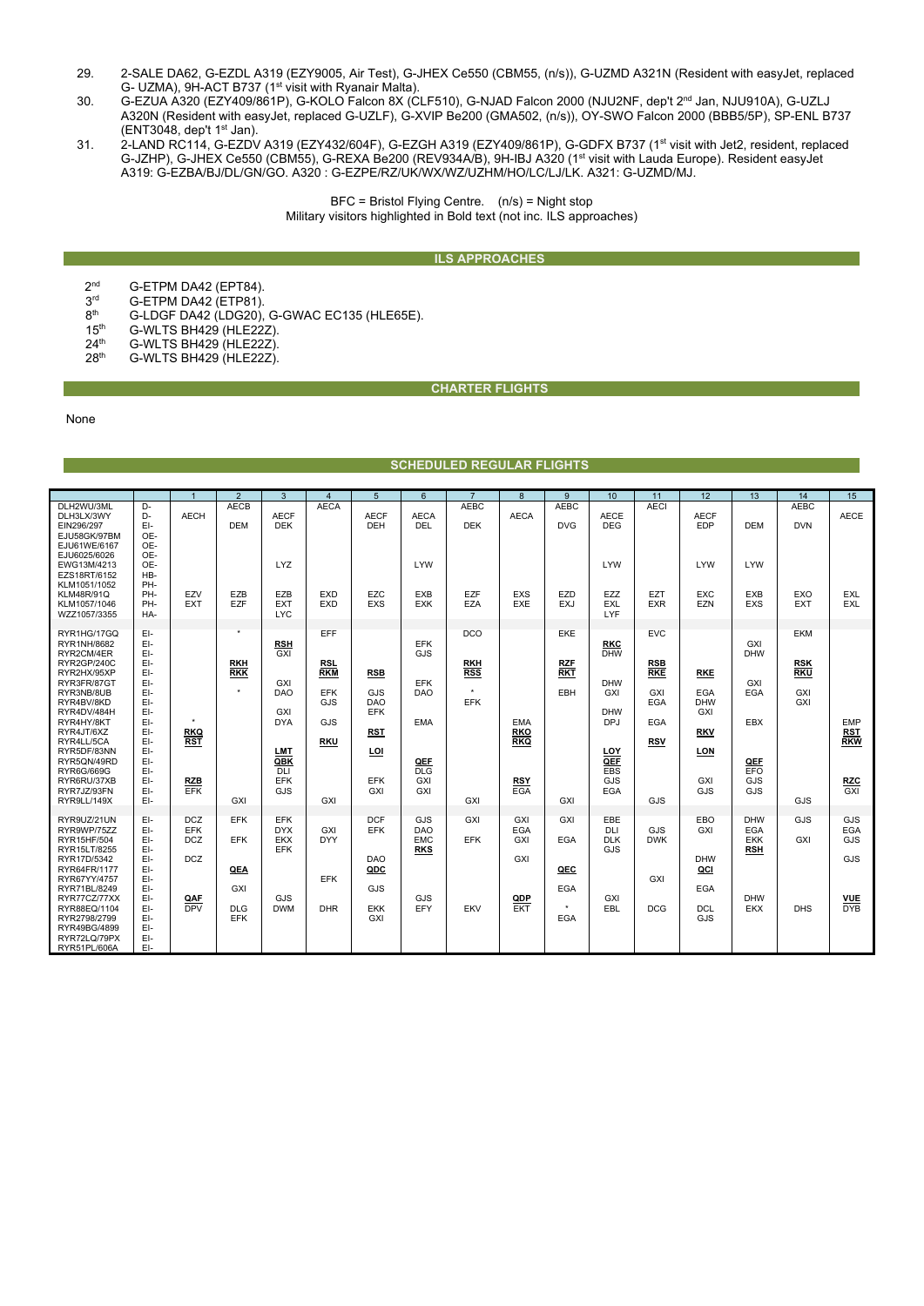29. 2-SALE DA62, G-EZDL A319 (EZY9005, Air Test), G-JHEX Ce550 (CBM55, (n/s)), G-UZMD A321N (Resident with easyJet, replaced G- UZMA), 9H-ACT B737 (1st visit with Ryanair Malta).
30. G-EZUA A320 (EZY409/861P), G-KOLO Falcon 8X (CLF510), G-NJAD Falcon 2000 (NJU2NF, dep't 2nd Jan, NJU910A), G-UZLJ A320N (Resident with easyJet, replaced G-UZLF), G-XVIP Be200 (GMA502, (n/s)), OY-SWO Falcon 2000 (BBB5/5P), SP-ENL B737 (ENT3048, dep't 1st Jan).
31. 2-LAND RC114, G-EZDV A319 (EZY432/604F), G-EZGH A319 (EZY409/861P), G-GDFX B737 (1st visit with Jet2, resident, replaced G-JZHP), G-JHEX Ce550 (CBM55), G-REXA Be200 (REV934A/B), 9H-IBJ A320 (1st visit with Lauda Europe). Resident easyJet A319: G-EZBA/BJ/DL/GN/GO. A320 : G-EZPE/RZ/UK/WX/WZ/UZHM/HO/LC/LJ/LK. A321: G-UZMD/MJ.

BFC = Bristol Flying Centre. (n/s) = Night stop
Military visitors highlighted in Bold text (not inc. ILS approaches)

## ILS APPROACHES

- 2nd G-ETPM DA42 (EPT84).
- 3rd G-ETPM DA42 (ETP81).
- 8th G-LDGF DA42 (LDG20), G-GWAC EC135 (HLE65E).
- 15th G-WLTS BH429 (HLE22Z).
- 24th G-WLTS BH429 (HLE22Z).
- 28th G-WLTS BH429 (HLE22Z).

## CHARTER FLIGHTS

None

## SCHEDULED REGULAR FLIGHTS

| | | 1 | 2 | 3 | 4 | 5 | 6 | 7 | 8 | 9 | 10 | 11 | 12 | 13 | 14 | 15 |
|---|---|---|---|---|---|---|---|---|---|---|---|---|---|---|---|---|
| DLH2WU/3ML | D- | | AECB | | AECA | | | AEBC | | AEBC | | AECI | | | AEBC | |
| DLH3LX/3WY | D- | AECH | | AECF | | AECF | AECA | | AECA | | AECE | | AECF | | | AECE |
| EIN296/297 | EI- | | DEM | DEK | | DEH | DEL | DEK | | DVG | DEG | | EDP | DEM | DVN | |
| EJU58GK/97BM | OE- | | | | | | | | | | | | | | | |
| EJU61WE/6167 | OE- | | | | | | | | | | | | | | | |
| EJU6025/6026 | OE- | | | LYZ | | | | | | | | | | | | |
| EWG13M/4213 | OE- | | | | | | LYW | | | | LYW | | LYW | LYW | | |
| EZS18RT/6152 | HB- | | | | | | | | | | | | | | | |
| KLM1051/1052 | PH- | | | | | | | | | | | | | | | |
| KLM48R/91Q | PH- | EZV | EZB | EZB | EXD | EZC | EXB | EZF | EXS | EZD | EZZ | EZT | EXC | EXB | EXO | EXL |
| KLM1057/1046 | PH- | EXT | EZF | EXT | EXD | EXS | EXK | EZA | EXE | EXJ | EXL | EXR | EZN | EXS | EXT | EXL |
| WZZ1057/3355 | HA- | | | LYC | | | | | | | LYF | | | | | |
| RYR1HG/17GQ | EI- | | * | | EFF | | | DCO | | EKE | | EVC | | | EKM | |
| RYR1NH/8682 | EI- | | | **RSH** | | | EFK | | | | **RKC** | | | GXI | | |
| RYR2CM/4ER | EI- | | | GXI | | | GJS | | | | DHW | | | DHW | | |
| RYR2GP/240C | EI- | | **RKH** | | **RSL** | | | **RKH** | | **RZF** | | **RSB** | | | **RSK** | |
| RYR2HX/95XP | EI- | | **RKK** | | **RKM** | **RSB** | | **RSS** | | **RKT** | | **RKE** | **RKE** | | **RKU** | |
| RYR3FR/87GT | EI- | | | GXI | | | EFK | | | | DHW | | | GXI | | |
| RYR3NB/8UB | EI- | | * | DAO | EFK | GJS | DAO | * | | EBH | GXI | GXI | EGA | EGA | GXI | |
| RYR4BV/8KD | EI- | | | | GJS | DAO | | EFK | | | | EGA | DHW | | GXI | |
| RYR4DV/484H | EI- | | | GXI | | EFK | | | | | DHW | | GXI | | | |
| RYR4HY/8KT | EI- | * | | DYA | GJS | | EMA | | EMA | | DPJ | EGA | | EBX | | EMP |
| RYR4JT/6XZ | EI- | **RKQ** | | | | **RST** | | | **RKO** | | | | **RKV** | | | **RST** |
| RYR4LL/5CA | EI- | **RST** | | | **RKU** | | | | **RKQ** | | | **RSV** | | | | **RKW** |
| RYR5DF/83NN | EI- | | | **LMT** | | **LOI** | | | | | **LOY** | | **LON** | | | |
| RYR5QN/49RD | EI- | | | **QBK** | | | **QEF** | | | | **QEF** | | | **QEF** | | |
| RYR6G/669G | EI- | | | DLI | | | DLG | | | | EBS | | | EFO | | |
| RYR6RU/37XB | EI- | **RZB** | | EFK | | EFK | GXI | | **RSY** | | GJS | | GXI | GJS | | **RZC** |
| RYR7JZ/93FN | EI- | EFK | | GJS | | GXI | GXI | | EGA | | EGA | | GJS | GJS | | GXI |
| RYR9LL/149X | EI- | | GXI | | GXI | | | GXI | | GXI | | GJS | | | GJS | |
| RYR9UZ/21UN | EI- | DCZ | EFK | EFK | | DCF | GJS | GXI | GXI | GXI | EBE | | EBO | DHW | GJS | GJS |
| RYR9WP/75ZZ | EI- | EFK | | DYX | GXI | EFK | DAO | | EGA | | DLI | GJS | GXI | EGA | | EGA |
| RYR15HF/504 | EI- | DCZ | EFK | EKX | DYY | | EMC | EFK | GXI | EGA | DLK | DWK | | EKK | GXI | GJS |
| RYR15LT/8255 | EI- | | | EFK | | | **RKS** | | | | GJS | | | **RSH** | | |
| RYR17D/5342 | EI- | DCZ | | | | DAO | | | GXI | | | | DHW | | | GJS |
| RYR64FR/1177 | EI- | | **QEA** | | | **QDC** | | | | **QEC** | | | **QCI** | | | |
| RYR67YY/4757 | EI- | | GXI | | EFK | GJS | | | | | | GXI | | | | |
| RYR71BL/8249 | EI- | | | | | | | | | EGA | | | EGA | | | |
| RYR77CZ/77XX | EI- | **QAF** | | GJS | | | GJS | | **QDP** | * | GXI | | | DHW | | **VUE** |
| RYR88EQ/1104 | EI- | DPV | DLG | DWM | DHR | EKK | EFY | EKV | EKT | EGA | EBL | DCG | DCL | EKX | DHS | DYB |
| RYR2798/2799 | EI- | | EFK | | | GXI | | | | | | | GJS | | | |
| RYR49BG/4899 | EI- | | | | | | | | | | | | | | | |
| RYR72LQ/79PX | EI- | | | | | | | | | | | | | | | |
| RYR51PL/606A | EI- | | | | | | | | | | | | | | | |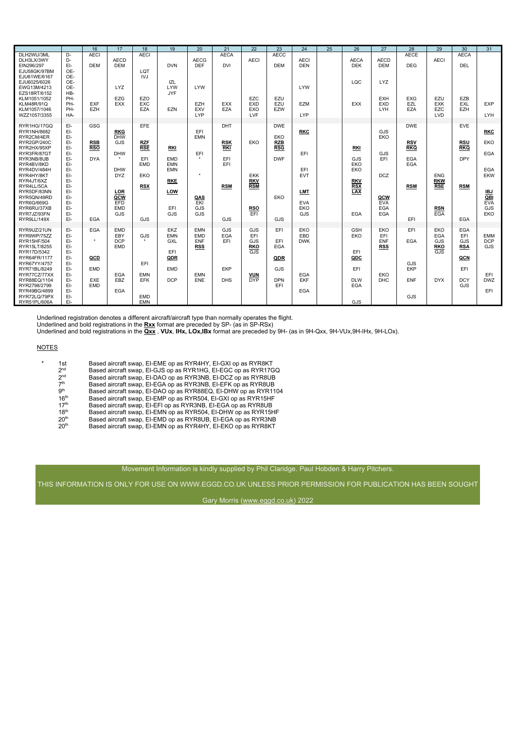| | | 16 | 17 | 18 | 19 | 20 | 21 | 22 | 23 | 24 | 25 | 26 | 27 | 28 | 29 | 30 | 31 |
|---|---|---|---|---|---|---|---|---|---|---|---|---|---|---|---|---|---|
| DLH2WU/3ML | D- | AECI | | AECI | | | AECA | | AECC | | | | | AECE | | AECA | |
| DLH3LX/3WY | D- | | AECD | | | AECG | | AECI | | AECI | | AECA | AECD | | AECI | | |
| EIN296/297 | EI- | DEM | DEM | | DVN | DEF | DVI | | DEM | DEN | | DEK | DEM | DEG | | DEL | |
| EJU58GK/97BM | OE- | | | LQT | | | | | | | | | | | | | |
| EJU61WE/6167 | OE- | | | IVJ | | | | | | | | | | | | | |
| EJU6025/6026 | OE- | | | | IZL | | | | | | | LQC | LYZ | | | | |
| EWG13M/4213 | OE- | | LYZ | | LYW | LYW | | | | LYW | | | | | | | |
| EZS18RT/6152 | HB- | | | | JYF | | | | | | | | | | | | |
| KLM1051/1052 | PH- | | EZG | EZO | | | | EZC | EZU | | | | EXH | EXG | EZU | EZB | |
| KLM48R/91Q | PH- | EXF | EXX | EXC | | EZH | EXX | EXD | EZU | EZM | | EXX | EXD | EZL | EXK | EXL | EXP |
| KLM1057/1046 | PH- | EZH | | EZA | EZN | EXV | EZA | EXO | EZW | | | | LYH | EZA | EZC | EZH | |
| WZZ1057/3355 | HA- | | | | | LYP | | LVF | | LYP | | | | | LVD | | LYH |
| | | | | | | | | | | | | | | | | | |
| RYR1HG/17GQ | EI- | GSG | | EFE | | | DHT | | DWE | | | | | DWE | | EVE | |
| RYR1NH/8682 | EI- | | **RKG** | | | EFI | | | | **RKC** | | | GJS | | | | **RKC** |
| RYR2CM/4ER | EI- | | DHW | | | EMN | | | EKO | | | | EKO | | | | |
| RYR2GP/240C | EI- | **RSB** | GJS | **RZF** | | | **RSK** | EKO | **RZB** | | | | | **RSV** | | **RSU** | EKO |
| RYR2HX/95XP | EI- | **RSO** | | **RSE** | **RKI** | | **RKI** | | **RSG** | | | **RKI** | | **RKQ** | | **RKQ** | |
| RYR3FR/87GT | EI- | | DHW | | | EFI | | | | EFI | | | GJS | | | | EGA |
| RYR3NB/8UB | EI- | DYA | * | EFI | EMD | * | EFI | | DWF | | | GJS | EFI | EGA | | DPY | |
| RYR4BV/8KD | EI- | | | EMD | EMN | | EFI | | | | | EKO | | EGA | | | |
| RYR4DV/484H | EI- | | DHW | | EMN | | | | | EFI | | EKO | | | | | EGA |
| RYR4HY/8KT | EI- | | DYZ | EKO | | * | | EKK | | EVT | | | DCZ | | ENG | | EKW |
| RYR4JT/6XZ | EI- | | | | **RKE** | | | **RKV** | | | | **RKV** | | | **RKW** | | |
| RYR4LL/5CA | EI- | | | **RSX** | | | **RSM** | **RSM** | | | | **RSX** | | **RSM** | **RSE** | **RSM** | |
| RYR5DF/83NN | EI- | | **LOR** | | **LOW** | | | | | **LMT** | | **LAX** | | | | | **IBJ** |
| RYR5QN/49RD | EI- | | **QCW** | | | **QAS** | | | EKO | | | | **QCW** | | | | **QBI** |
| RYR6G/669G | EI- | | EFD | | | EKI | | | | EVA | | | EVA | | | | EVA |
| RYR6RU/37XB | EI- | | EMD | | EFI | GJS | | **RSO** | | EKO | | | EGA | | **RSN** | | GJS |
| RYR7JZ/93FN | EI- | | GJS | | GJS | GJS | | EFI | | GJS | | EGA | EGA | | EGA | | EKO |
| RYR9LL/149X | EI- | EGA | | GJS | | | GJS | | GJS | | | | | EFI | | EGA | |
| | | | | | | | | | | | | | | | | | |
| RYR9UZ/21UN | EI- | EGA | EMD | | EKZ | EMN | GJS | GJS | EFI | EKO | | GSH | EKO | EFI | EKO | EGA | |
| RYR9WP/75ZZ | EI- | | EBY | GJS | EMN | EMD | EGA | EFI | | EBD | | EKO | EFI | | EGA | EFI | EMM |
| RYR15HF/504 | EI- | * | DCP | * | GXL | ENF | EFI | GJS | EFI | DWK | | | ENF | EGA | GJS | GJS | DCP |
| RYR15LT/8255 | EI- | | EMD | | | **RSS** | | **RKO** | EGA | | | | **RSS** | | **RKO** | **RSA** | GJS |
| RYR17D/5342 | EI- | | | | EFI | | | GJS | | | | EFI | | | GJS | | |
| RYR64FR/1177 | EI- | **QCD** | | | **QDR** | | | | **QDR** | | | **QDC** | | | | **QCN** | |
| RYR67YY/4757 | EI- | | | EFI | | | | | | | | | | GJS | | | |
| RYR71BL/8249 | EI- | EMD | | | EMD | | EKP | | GJS | | | EFI | | EKP | | EFI | |
| RYR77CZ/77XX | EI- | | EGA | EMN | | EMN | | **VUN** | | EGA | | | EKO | | | | EFI |
| RYR88EQ/1104 | EI- | EXE | EBZ | EFK | DCP | ENE | DHS | DYP | DPN | EKF | | DLW | DHC | ENF | DYX | DCY | DWZ |
| RYR2798/2799 | EI- | EMD | | | | | | | EFI | | | EGA | | | | GJS | |
| RYR49BG/4899 | EI- | | EGA | | | | | | | EGA | | | | | | | EFI |
| RYR72LQ/79PX | EI- | | | EMD | | | | | | | | | | GJS | | | |
| RYR51PL/606A | EI- | | | EMN | | | | | | | | GJS | | | | | |

Underlined registration denotes a different aircraft/aircraft type than normally operates the flight.
Underlined and bold registrations in the **Rxx** format are preceded by SP- (as in SP-RSx)
Underlined and bold registrations in the **Qxx**, **VUx**, **IHx**, **LOx**,**IBx** format are preceded by 9H- (as in 9H-Qxx, 9H-VUx,9H-IHx, 9H-LOx).

NOTES

| | | |
|---|---|---|
| * | 1st | Based aircraft swap, EI-EME op as RYR4HY, EI-GXI op as RYR8KT |
| | 2nd | Based aircraft swap, EI-GJS op as RYR1HG, EI-EGC op as RYR17GQ |
| | 2nd | Based aircraft swap, EI-DAO op as RYR3NB, EI-DCZ op as RYR8UB |
| | 7th | Based aircraft swap, EI-EGA op as RYR3NB, EI-EFK op as RYR8UB |
| | 9th | Based aircraft swap, EI-DAO op as RYR88EQ, EI-DHW op as RYR1104 |
| | 16th | Based aircraft swap, EI-EMP op as RYR504, EI-GXI op as RYR15HF |
| | 17th | Based aircraft swap, EI-EFI op as RYR3NB, EI-EGA op as RYR8UB |
| | 18th | Based aircraft swap, EI-EMN op as RYR504, EI-DHW op as RYR15HF |
| | 20th | Based aircraft swap, EI-EMD op as RYR8UB, EI-EGA op as RYR3NB |
| | 20th | Based aircraft swap, EI-EMN op as RYR4HY, EI-EKO op as RYR8KT |

Movement Information is kindly supplied by Phil Claridge. Paul Hobden & Harry Pitchers.

THIS INFORMATION IS ONLY FOR USE ON WWW.EGGD.CO.UK UNLESS PRIOR PERMISSION FOR PUBLICATION HAS BEEN SOUGHT

Gary Morris (www.eggd.co.uk) 2022